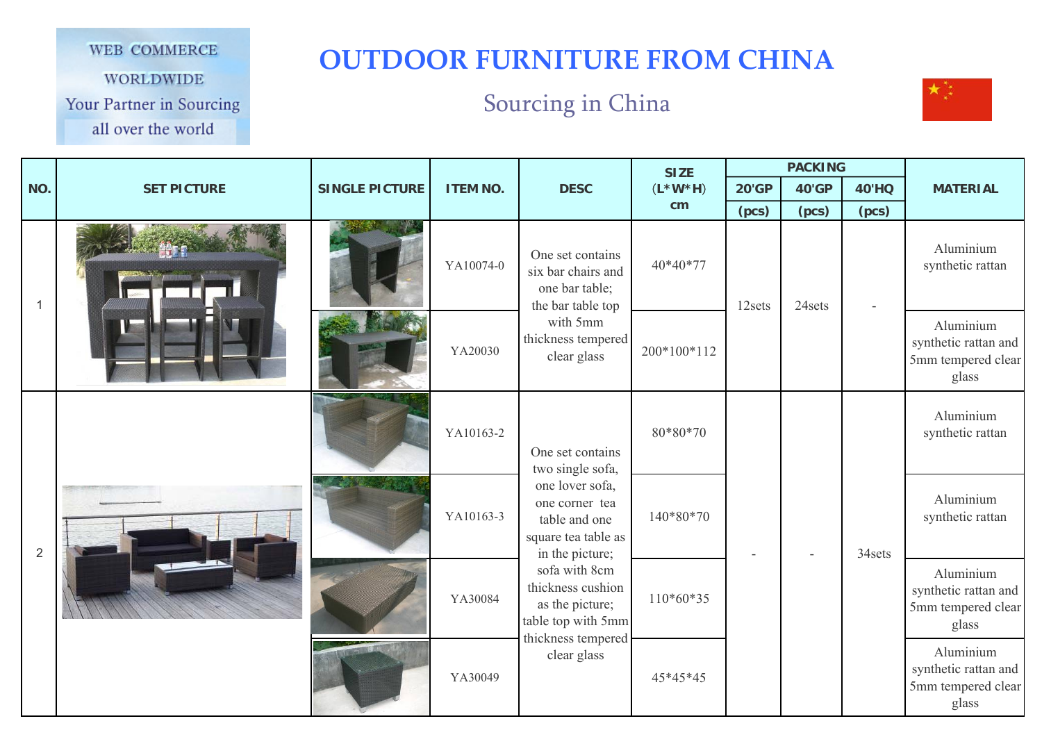WEB COMMERCE WORLDWIDE
Your Partner in Sourcing all over the world

# OUTDOOR FURNITURE FROM CHINA

## Sourcing in China

| NO. | SET PICTURE | SINGLE PICTURE | ITEM NO. | DESC | SIZE (L*W*H) cm | PACKING | | | MATERIAL |
|---|---|---|---|---|---|---|---|---|---|
| | | | | | | 20'GP (pcs) | 40'GP (pcs) | 40'HQ (pcs) | |
| 1 | | | YA10074-0 | One set contains six bar chairs and one bar table; the bar table top with 5mm thickness tempered clear glass | 40*40*77 | 12sets | 24sets | - | Aluminium synthetic rattan |
| | | | YA20030 | | 200*100*112 | | | | Aluminium synthetic rattan and 5mm tempered clear glass |
| 2 | | | YA10163-2 | One set contains two single sofa, one lover sofa, one corner tea table and one square tea table as in the picture; sofa with 8cm thickness cushion as the picture; table top with 5mm thickness tempered clear glass | 80*80*70 | - | - | 34sets | Aluminium synthetic rattan |
| | | | YA10163-3 | | 140*80*70 | | | | Aluminium synthetic rattan |
| | | | YA30084 | | 110*60*35 | | | | Aluminium synthetic rattan and 5mm tempered clear glass |
| | | | YA30049 | | 45*45*45 | | | | Aluminium synthetic rattan and 5mm tempered clear glass |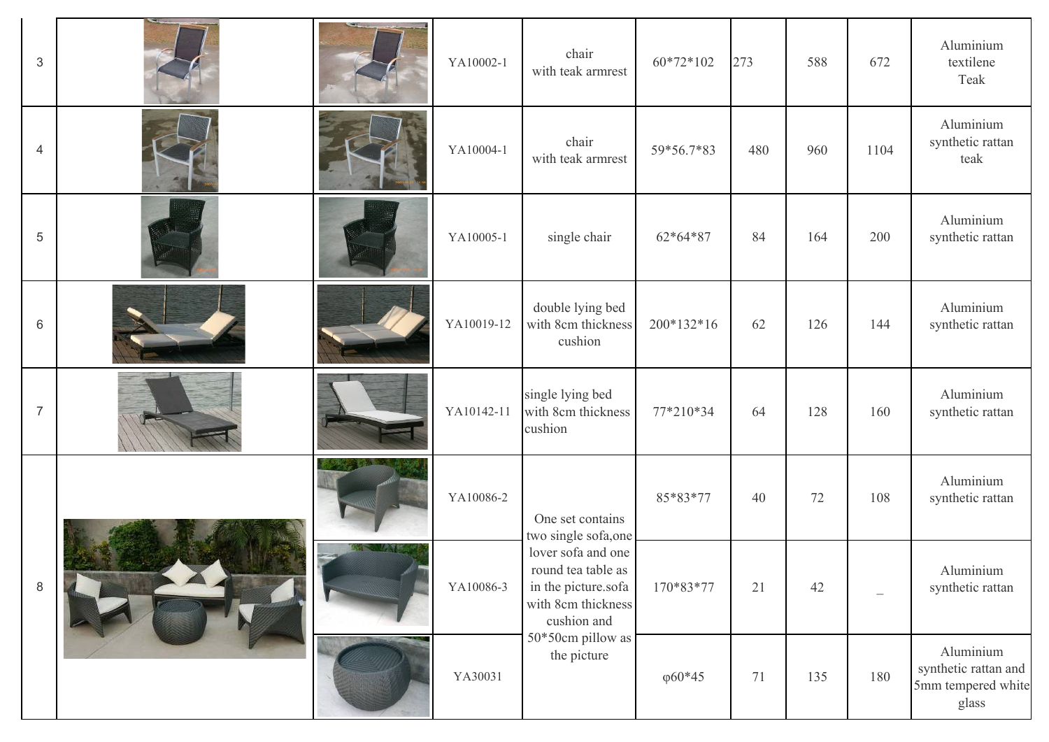| | | | | | | | | | |
|---|---|---|---|---|---|---|---|---|---|
| 3 | | | YA10002-1 | chair with teak armrest | 60*72*102 | 273 | 588 | 672 | Aluminium textilene Teak |
| 4 | | | YA10004-1 | chair with teak armrest | 59*56.7*83 | 480 | 960 | 1104 | Aluminium synthetic rattan teak |
| 5 | | | YA10005-1 | single chair | 62*64*87 | 84 | 164 | 200 | Aluminium synthetic rattan |
| 6 | | | YA10019-12 | double lying bed with 8cm thickness cushion | 200*132*16 | 62 | 126 | 144 | Aluminium synthetic rattan |
| 7 | | | YA10142-11 | single lying bed with 8cm thickness cushion | 77*210*34 | 64 | 128 | 160 | Aluminium synthetic rattan |
| 8 | | | YA10086-2 | One set contains two single sofa,one lover sofa and one round tea table as in the picture.sofa with 8cm thickness cushion and 50*50cm pillow as the picture | 85*83*77 | 40 | 72 | 108 | Aluminium synthetic rattan |
| | | | YA10086-3 | | 170*83*77 | 21 | 42 | _ | Aluminium synthetic rattan |
| | | | YA30031 | | φ60*45 | 71 | 135 | 180 | Aluminium synthetic rattan and 5mm tempered white glass |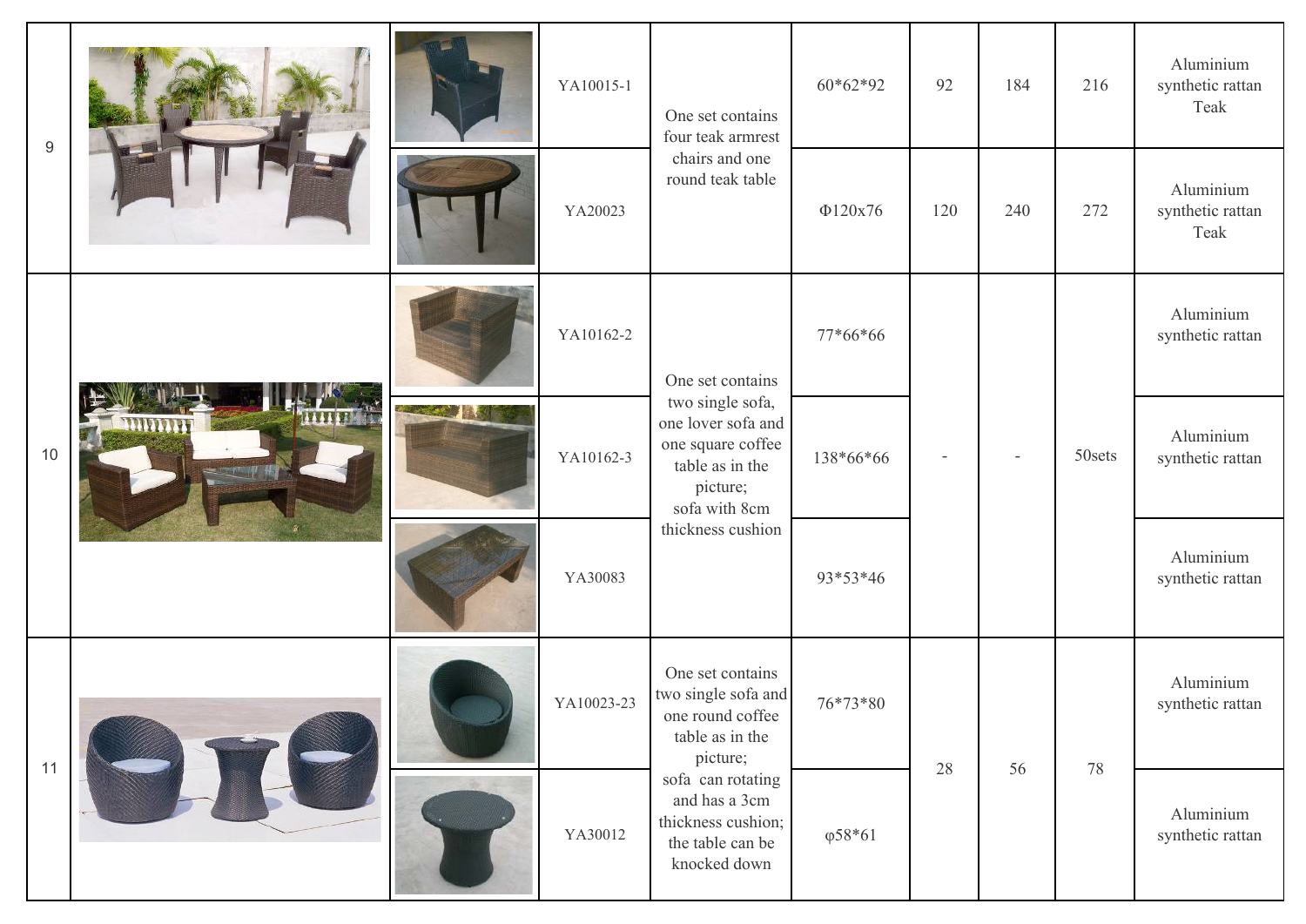| | | | | | | | | | |
|---|---|---|---|---|---|---|---|---|---|
| 9 | | | YA10015-1 | One set contains four teak armrest chairs and one round teak table | 60*62*92 | 92 | 184 | 216 | Aluminium synthetic rattan Teak |
| | | | YA20023 | | Φ120x76 | 120 | 240 | 272 | Aluminium synthetic rattan Teak |
| 10 | | | YA10162-2 | One set contains two single sofa, one lover sofa and one square coffee table as in the picture; sofa with 8cm thickness cushion | 77*66*66 | - | - | 50sets | Aluminium synthetic rattan |
| | | | YA10162-3 | | 138*66*66 | | | | Aluminium synthetic rattan |
| | | | YA30083 | | 93*53*46 | | | | Aluminium synthetic rattan |
| 11 | | | YA10023-23 | One set contains two single sofa and one round coffee table as in the picture; sofa can rotating and has a 3cm thickness cushion; the table can be knocked down | 76*73*80 | 28 | 56 | 78 | Aluminium synthetic rattan |
| | | | YA30012 | | φ58*61 | | | | Aluminium synthetic rattan |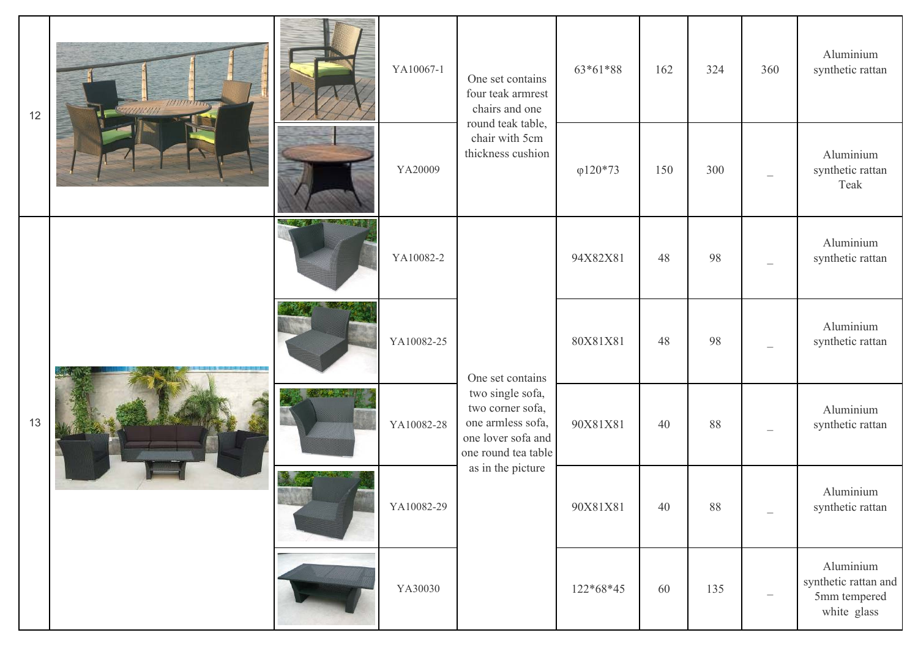| | | | | | | | | | |
|---|---|---|---|---|---|---|---|---|---|
| 12 | | | YA10067-1 | One set contains four teak armrest chairs and one round teak table, chair with 5cm thickness cushion | 63*61*88 | 162 | 324 | 360 | Aluminium synthetic rattan |
| | | | YA20009 | | φ120*73 | 150 | 300 | _ | Aluminium synthetic rattan Teak |
| 13 | | | YA10082-2 | One set contains two single sofa, two corner sofa, one armless sofa, one lover sofa and one round tea table as in the picture | 94X82X81 | 48 | 98 | _ | Aluminium synthetic rattan |
| | | | YA10082-25 | | 80X81X81 | 48 | 98 | _ | Aluminium synthetic rattan |
| | | | YA10082-28 | | 90X81X81 | 40 | 88 | _ | Aluminium synthetic rattan |
| | | | YA10082-29 | | 90X81X81 | 40 | 88 | _ | Aluminium synthetic rattan |
| | | | YA30030 | | 122*68*45 | 60 | 135 | _ | Aluminium synthetic rattan and 5mm tempered white glass |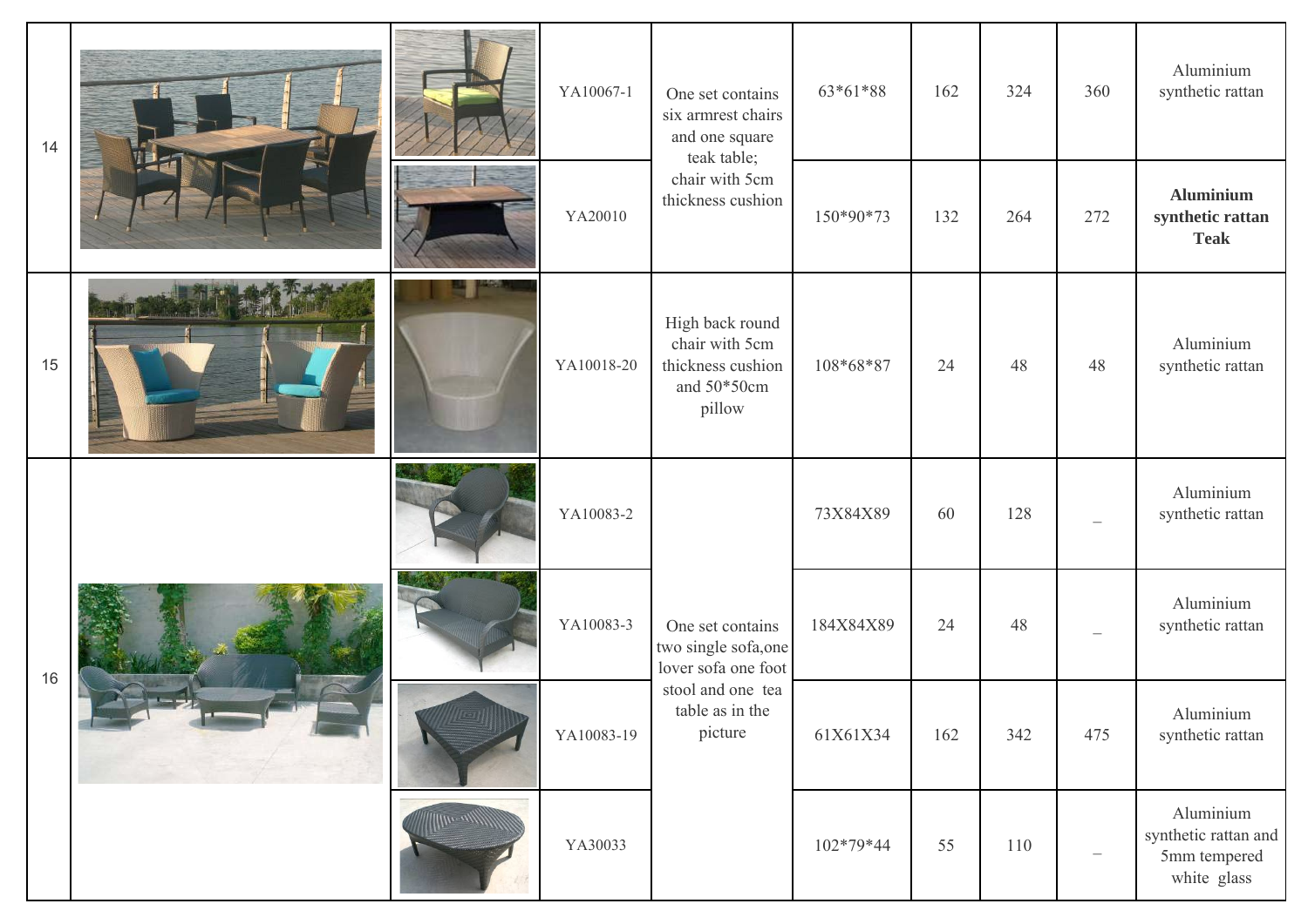| 14 | | | YA10067-1 | One set contains six armrest chairs and one square teak table; chair with 5cm thickness cushion | 63*61*88 | 162 | 324 | 360 | Aluminium synthetic rattan |
|---|---|---|---|---|---|---|---|---|---|
| | | | YA20010 | | 150*90*73 | 132 | 264 | 272 | **Aluminium synthetic rattan Teak** |
| 15 | | | YA10018-20 | High back round chair with 5cm thickness cushion and 50*50cm pillow | 108*68*87 | 24 | 48 | 48 | Aluminium synthetic rattan |
| 16 | | | YA10083-2 | One set contains two single sofa,one lover sofa one foot stool and one tea table as in the picture | 73X84X89 | 60 | 128 | _ | Aluminium synthetic rattan |
| | | | YA10083-3 | | 184X84X89 | 24 | 48 | _ | Aluminium synthetic rattan |
| | | | YA10083-19 | | 61X61X34 | 162 | 342 | 475 | Aluminium synthetic rattan |
| | | | YA30033 | | 102*79*44 | 55 | 110 | _ | Aluminium synthetic rattan and 5mm tempered white glass |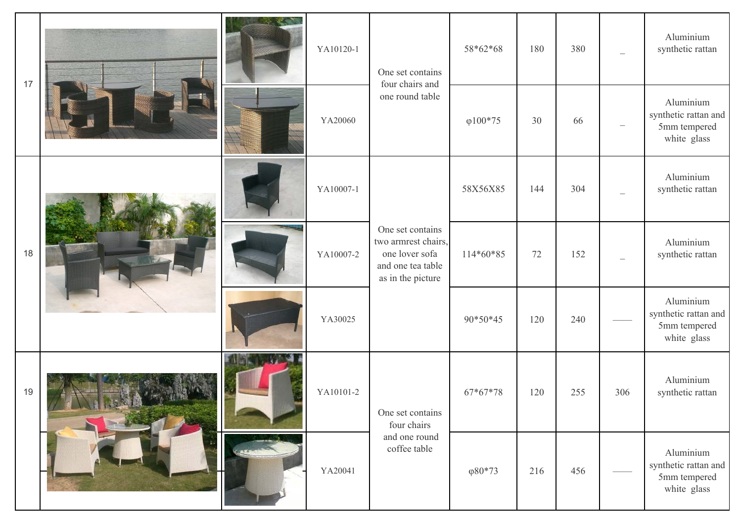| | | | | | | | | | |
|---|---|---|---|---|---|---|---|---|---|
| 17 | | | YA10120-1 | One set contains four chairs and one round table | 58*62*68 | 180 | 380 | _ | Aluminium synthetic rattan |
| | | | YA20060 | | φ100*75 | 30 | 66 | _ | Aluminium synthetic rattan and 5mm tempered white glass |
| 18 | | | YA10007-1 | One set contains two armrest chairs, one lover sofa and one tea table as in the picture | 58X56X85 | 144 | 304 | _ | Aluminium synthetic rattan |
| | | | YA10007-2 | | 114*60*85 | 72 | 152 | _ | Aluminium synthetic rattan |
| | | | YA30025 | | 90*50*45 | 120 | 240 | —— | Aluminium synthetic rattan and 5mm tempered white glass |
| 19 | | | YA10101-2 | One set contains four chairs and one round coffee table | 67*67*78 | 120 | 255 | 306 | Aluminium synthetic rattan |
| | | | YA20041 | | φ80*73 | 216 | 456 | —— | Aluminium synthetic rattan and 5mm tempered white glass |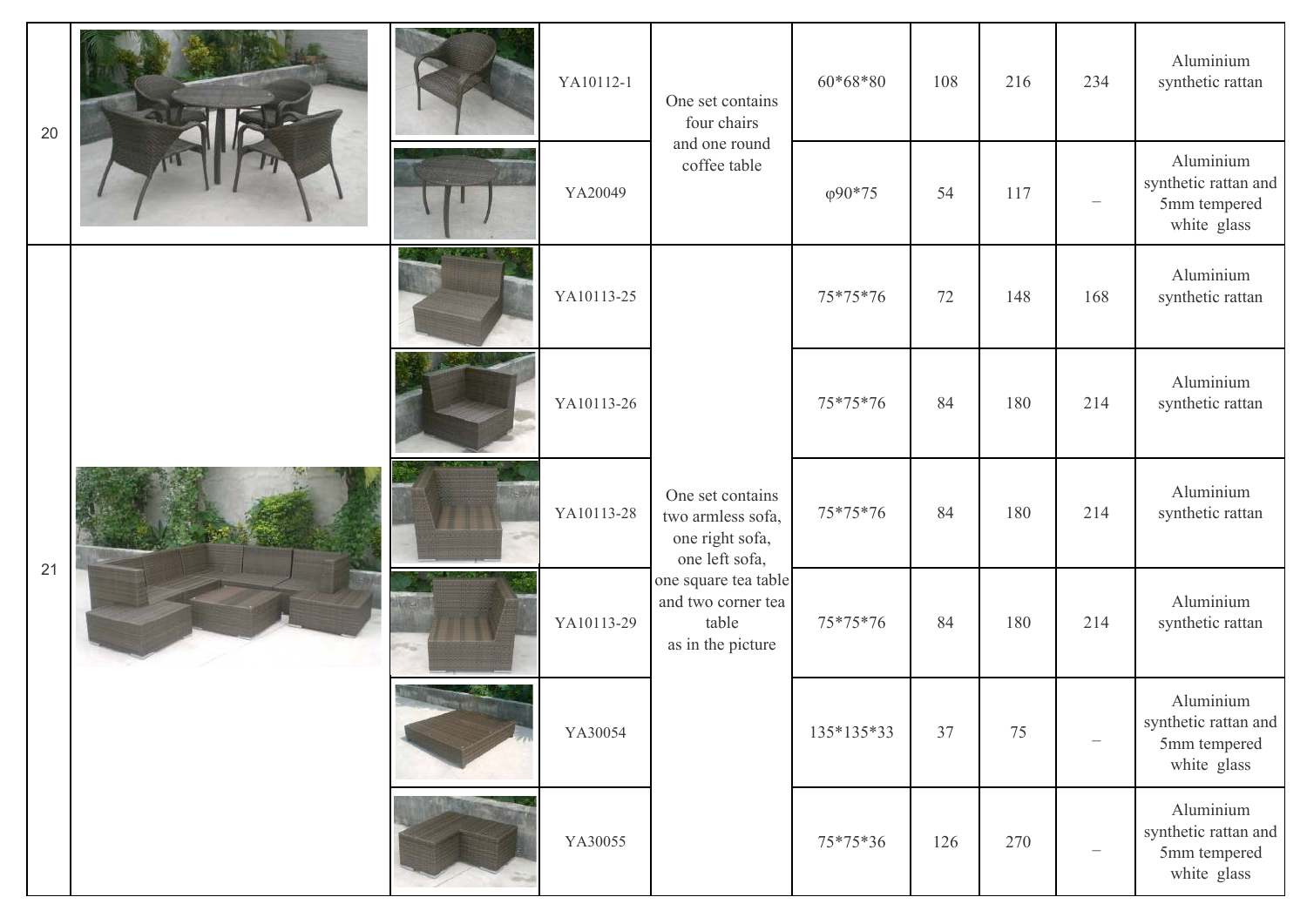| | | | | | | | | | |
|---|---|---|---|---|---|---|---|---|---|
| 20 | | | YA10112-1 | One set contains four chairs and one round coffee table | 60*68*80 | 108 | 216 | 234 | Aluminium synthetic rattan |
| | | | YA20049 | | φ90*75 | 54 | 117 | – | Aluminium synthetic rattan and 5mm tempered white glass |
| 21 | | | YA10113-25 | One set contains two armless sofa, one right sofa, one left sofa, one square tea table and two corner tea table as in the picture | 75*75*76 | 72 | 148 | 168 | Aluminium synthetic rattan |
| | | | YA10113-26 | | 75*75*76 | 84 | 180 | 214 | Aluminium synthetic rattan |
| | | | YA10113-28 | | 75*75*76 | 84 | 180 | 214 | Aluminium synthetic rattan |
| | | | YA10113-29 | | 75*75*76 | 84 | 180 | 214 | Aluminium synthetic rattan |
| | | | YA30054 | | 135*135*33 | 37 | 75 | – | Aluminium synthetic rattan and 5mm tempered white glass |
| | | | YA30055 | | 75*75*36 | 126 | 270 | – | Aluminium synthetic rattan and 5mm tempered white glass |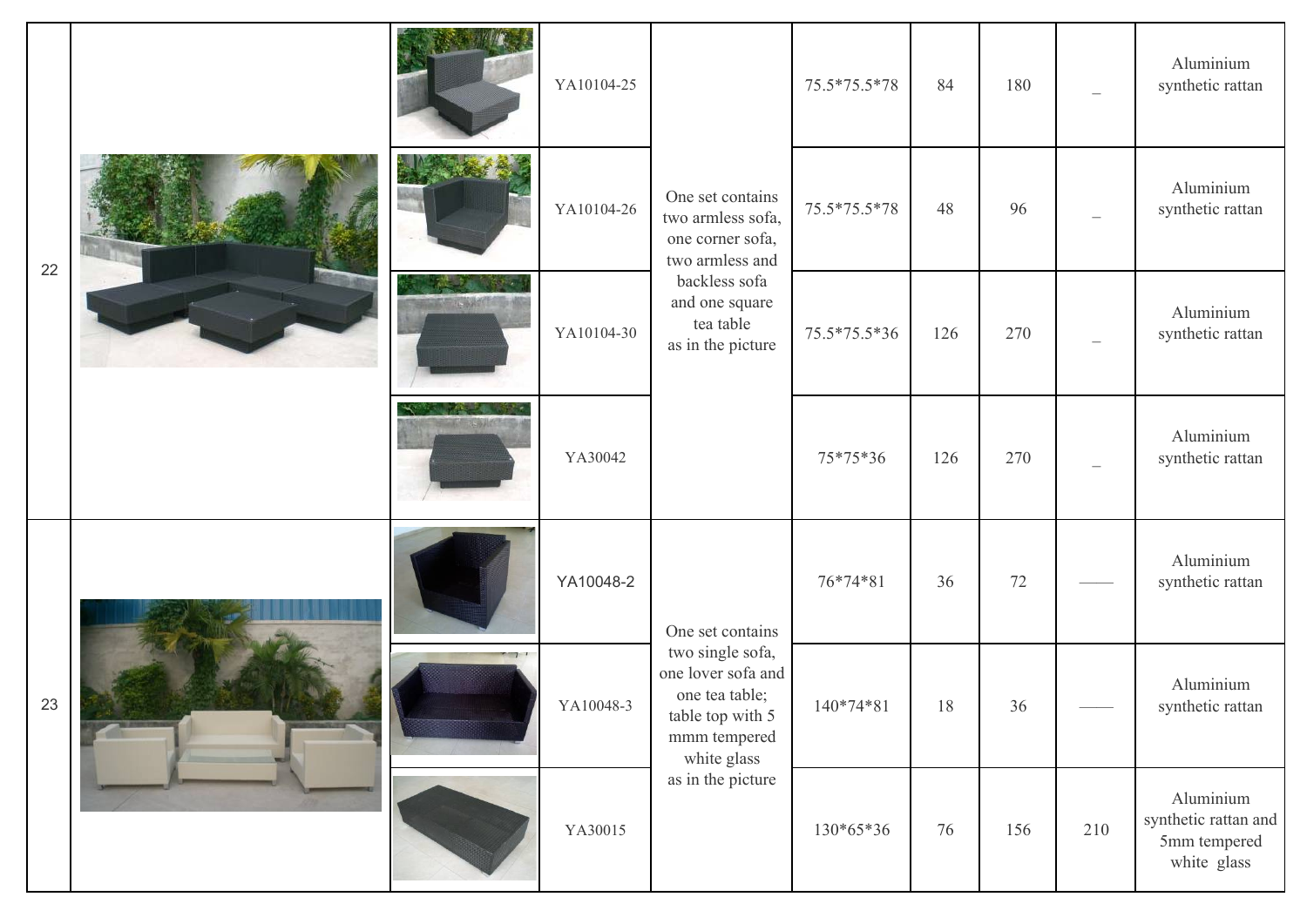| 22 | | | YA10104-25 | One set contains two armless sofa, one corner sofa, two armless and backless sofa and one square tea table as in the picture | 75.5*75.5*78 | 84 | 180 | _ | Aluminium synthetic rattan |
|---|---|---|---|---|---|---|---|---|---|
| | | | YA10104-26 | | 75.5*75.5*78 | 48 | 96 | _ | Aluminium synthetic rattan |
| | | | YA10104-30 | | 75.5*75.5*36 | 126 | 270 | _ | Aluminium synthetic rattan |
| | | | YA30042 | | 75*75*36 | 126 | 270 | _ | Aluminium synthetic rattan |
| 23 | | | YA10048-2 | One set contains two single sofa, one lover sofa and one tea table; table top with 5 mmm tempered white glass as in the picture | 76*74*81 | 36 | 72 | —— | Aluminium synthetic rattan |
| | | | YA10048-3 | | 140*74*81 | 18 | 36 | —— | Aluminium synthetic rattan |
| | | | YA30015 | | 130*65*36 | 76 | 156 | 210 | Aluminium synthetic rattan and 5mm tempered white glass |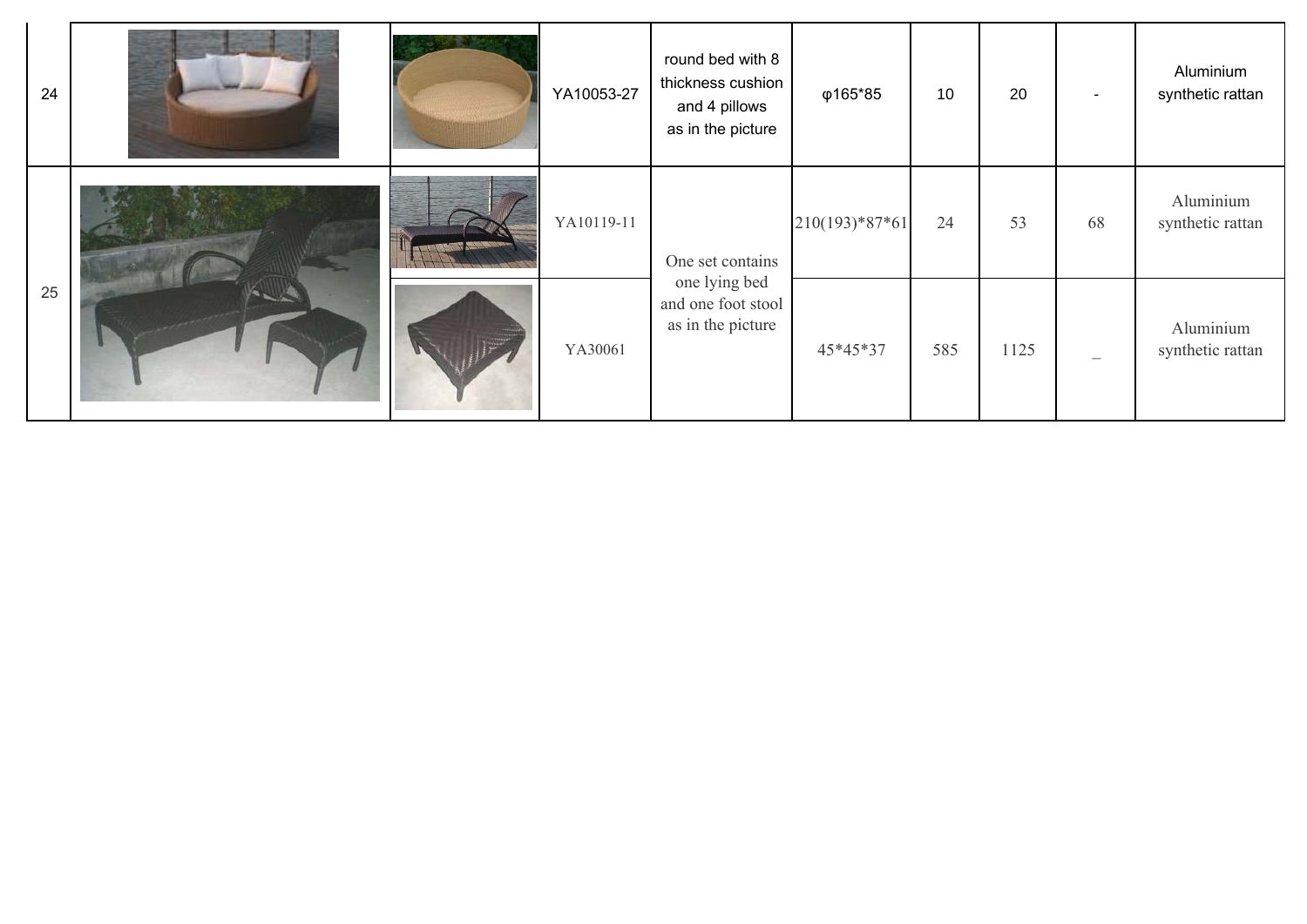| | | | | | | | | | |
|---|---|---|---|---|---|---|---|---|---|
| 24 | | | YA10053-27 | round bed with 8 thickness cushion and 4 pillows as in the picture | φ165*85 | 10 | 20 | - | Aluminium synthetic rattan |
| 25 | | | YA10119-11 | One set contains one lying bed and one foot stool as in the picture | 210(193)*87*61 | 24 | 53 | 68 | Aluminium synthetic rattan |
| | | | YA30061 | | 45*45*37 | 585 | 1125 | _ | Aluminium synthetic rattan |